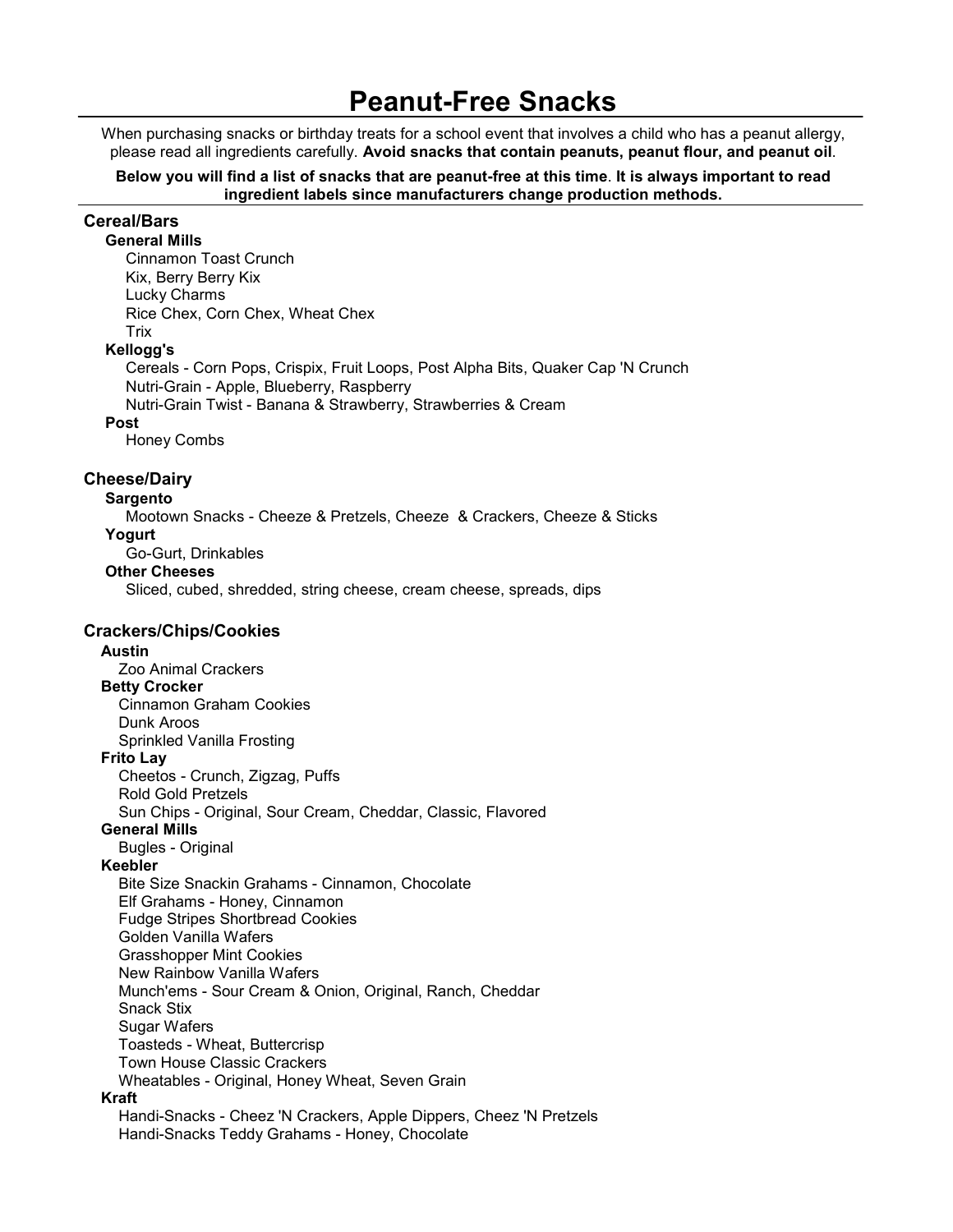# Peanut-Free Snacks

When purchasing snacks or birthday treats for a school event that involves a child who has a peanut allergy, please read all ingredients carefully. **Avoid snacks that contain peanuts, peanut flour, and peanut oil**.

**Below you will find a list of snacks that are peanut-free at this time. It is always important to read ingredient labels since manufacturers change production methods.**

## Cereal/Bars

### General Mills

- Cinnamon Toast Crunch
- Kix, Berry Berry Kix
- Lucky Charms
- Rice Chex, Corn Chex, Wheat Chex
- Trix

### Kellogg's

- Cereals - Corn Pops, Crispix, Fruit Loops, Post Alpha Bits, Quaker Cap 'N Crunch
- Nutri-Grain - Apple, Blueberry, Raspberry
- Nutri-Grain Twist - Banana & Strawberry, Strawberries & Cream

### Post

- Honey Combs

## Cheese/Dairy

### Sargento

- Mootown Snacks - Cheeze & Pretzels, Cheeze & Crackers, Cheeze & Sticks

### Yogurt

- Go-Gurt, Drinkables

### Other Cheeses

- Sliced, cubed, shredded, string cheese, cream cheese, spreads, dips

## Crackers/Chips/Cookies

### Austin

- Zoo Animal Crackers

### Betty Crocker

- Cinnamon Graham Cookies
- Dunk Aroos
- Sprinkled Vanilla Frosting

### Frito Lay

- Cheetos - Crunch, Zigzag, Puffs
- Rold Gold Pretzels
- Sun Chips - Original, Sour Cream, Cheddar, Classic, Flavored

### General Mills

- Bugles - Original

### Keebler

- Bite Size Snackin Grahams - Cinnamon, Chocolate
- Elf Grahams - Honey, Cinnamon
- Fudge Stripes Shortbread Cookies
- Golden Vanilla Wafers
- Grasshopper Mint Cookies
- New Rainbow Vanilla Wafers
- Munch'ems - Sour Cream & Onion, Original, Ranch, Cheddar
- Snack Stix
- Sugar Wafers
- Toasteds - Wheat, Buttercrisp
- Town House Classic Crackers
- Wheatables - Original, Honey Wheat, Seven Grain

### Kraft

- Handi-Snacks - Cheez 'N Crackers, Apple Dippers, Cheez 'N Pretzels
- Handi-Snacks Teddy Grahams - Honey, Chocolate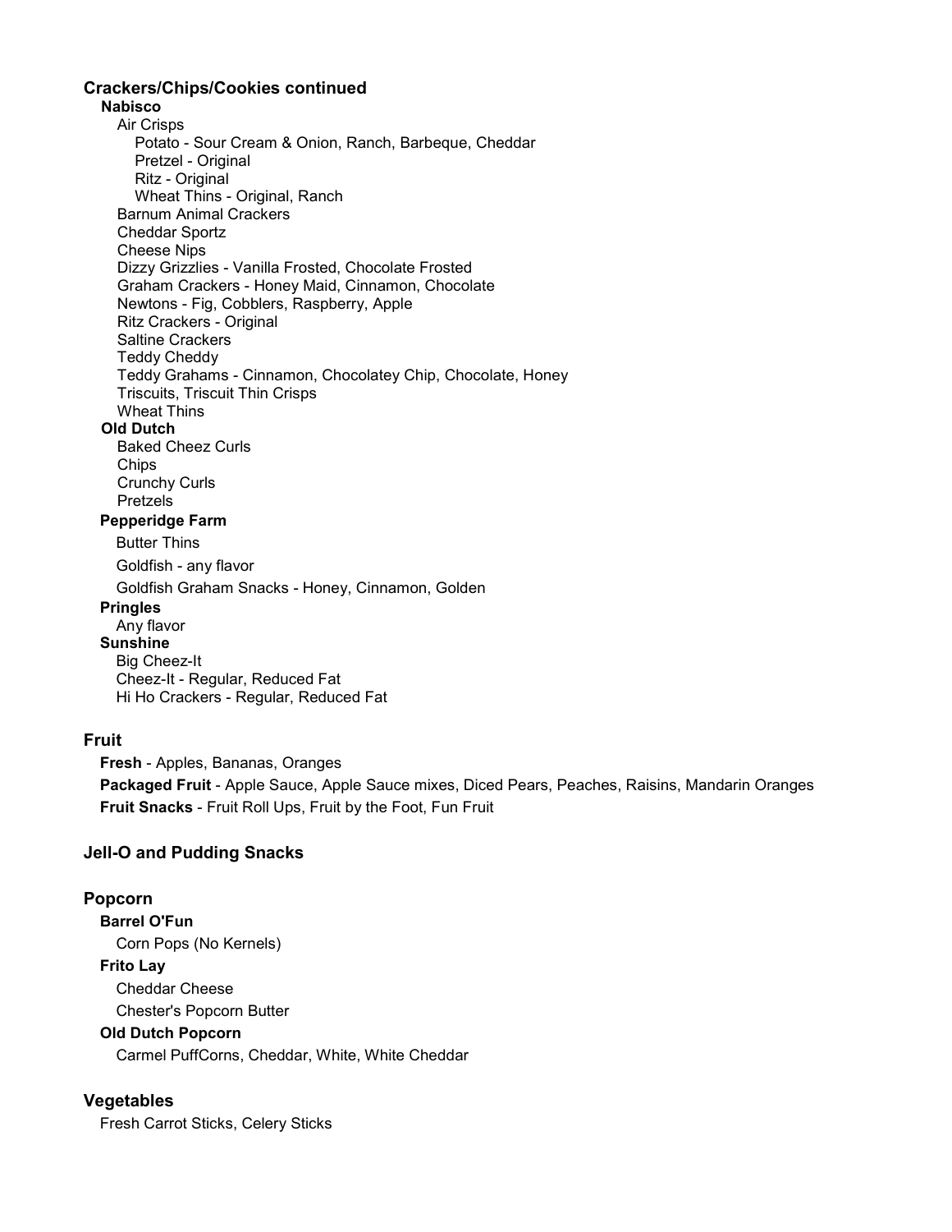## Crackers/Chips/Cookies continued

**Nabisco**

- Air Crisps
  - Potato - Sour Cream & Onion, Ranch, Barbeque, Cheddar
  - Pretzel - Original
  - Ritz - Original
  - Wheat Thins - Original, Ranch
- Barnum Animal Crackers
- Cheddar Sportz
- Cheese Nips
- Dizzy Grizzlies - Vanilla Frosted, Chocolate Frosted
- Graham Crackers - Honey Maid, Cinnamon, Chocolate
- Newtons - Fig, Cobblers, Raspberry, Apple
- Ritz Crackers - Original
- Saltine Crackers
- Teddy Cheddy
- Teddy Grahams - Cinnamon, Chocolatey Chip, Chocolate, Honey
- Triscuits, Triscuit Thin Crisps
- Wheat Thins

**Old Dutch**

- Baked Cheez Curls
- Chips
- Crunchy Curls
- Pretzels

**Pepperidge Farm**

- Butter Thins
- Goldfish - any flavor
- Goldfish Graham Snacks - Honey, Cinnamon, Golden

**Pringles**

- Any flavor

**Sunshine**

- Big Cheez-It
- Cheez-It - Regular, Reduced Fat
- Hi Ho Crackers - Regular, Reduced Fat

## Fruit

**Fresh** - Apples, Bananas, Oranges

**Packaged Fruit** - Apple Sauce, Apple Sauce mixes, Diced Pears, Peaches, Raisins, Mandarin Oranges

**Fruit Snacks** - Fruit Roll Ups, Fruit by the Foot, Fun Fruit

## Jell-O and Pudding Snacks

## Popcorn

**Barrel O'Fun**

- Corn Pops (No Kernels)

**Frito Lay**

- Cheddar Cheese
- Chester's Popcorn Butter

**Old Dutch Popcorn**

- Carmel PuffCorns, Cheddar, White, White Cheddar

## Vegetables

Fresh Carrot Sticks, Celery Sticks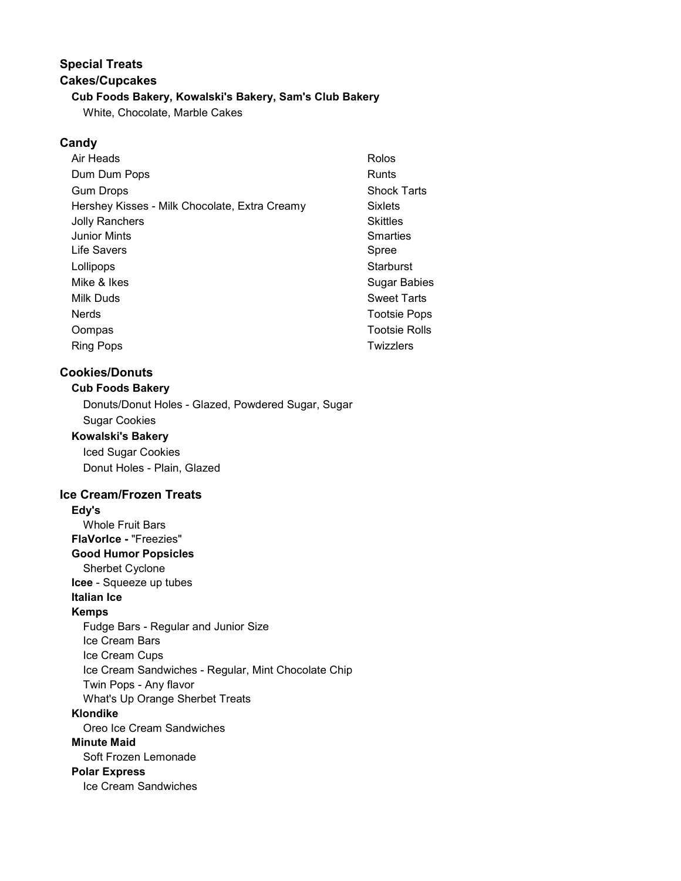## Special Treats

### Cakes/Cupcakes

**Cub Foods Bakery, Kowalski's Bakery, Sam's Club Bakery**

White, Chocolate, Marble Cakes

### Candy

- Air Heads
- Dum Dum Pops
- Gum Drops
- Hershey Kisses - Milk Chocolate, Extra Creamy
- Jolly Ranchers
- Junior Mints
- Life Savers
- Lollipops
- Mike & Ikes
- Milk Duds
- Nerds
- Oompas
- Ring Pops
- Rolos
- Runts
- Shock Tarts
- Sixlets
- Skittles
- Smarties
- Spree
- Starburst
- Sugar Babies
- Sweet Tarts
- Tootsie Pops
- Tootsie Rolls
- Twizzlers

### Cookies/Donuts

**Cub Foods Bakery**

Donuts/Donut Holes - Glazed, Powdered Sugar, Sugar

Sugar Cookies

**Kowalski's Bakery**

Iced Sugar Cookies

Donut Holes - Plain, Glazed

### Ice Cream/Frozen Treats

**Edy's**

Whole Fruit Bars

**FlaVorIce -** "Freezies"

**Good Humor Popsicles**

Sherbet Cyclone

**Icee** - Squeeze up tubes

**Italian Ice**

**Kemps**

Fudge Bars - Regular and Junior Size

Ice Cream Bars

Ice Cream Cups

Ice Cream Sandwiches - Regular, Mint Chocolate Chip

Twin Pops - Any flavor

What's Up Orange Sherbet Treats

**Klondike**

Oreo Ice Cream Sandwiches

**Minute Maid**

Soft Frozen Lemonade

**Polar Express**

Ice Cream Sandwiches